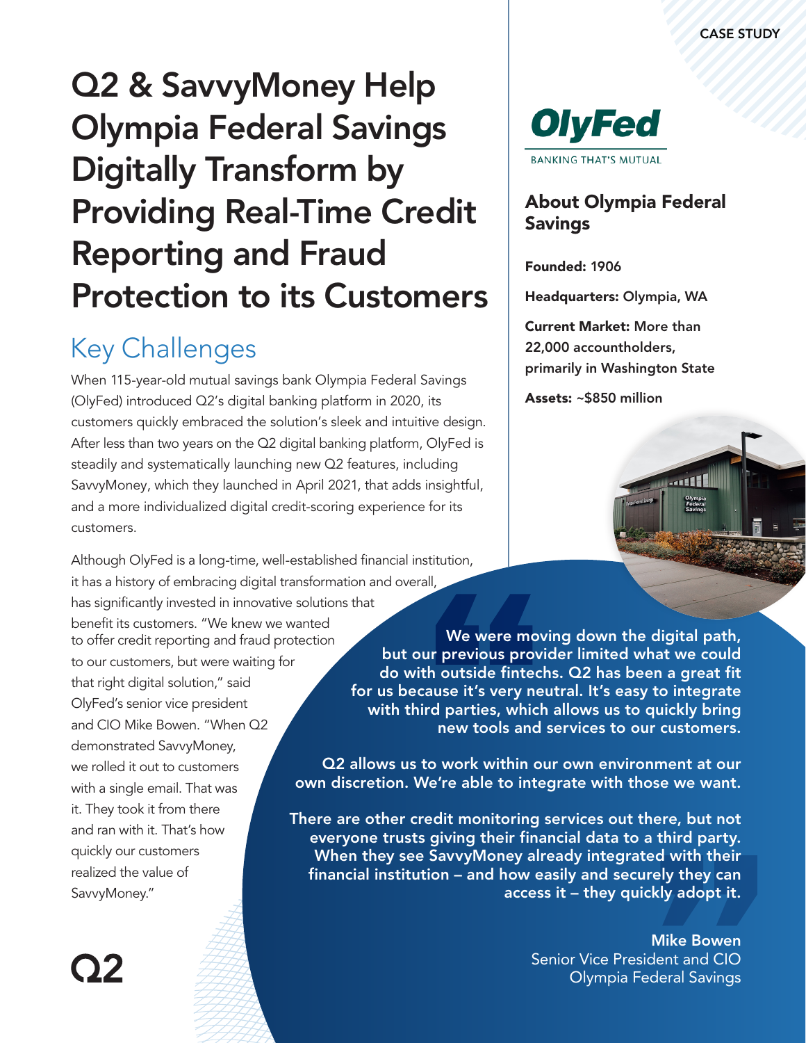CASE STUDY

# Q2 & SavvyMoney Help Olympia Federal Savings Digitally Transform by Providing Real-Time Credit Reporting and Fraud Protection to its Customers

## Key Challenges

When 115-year-old mutual savings bank Olympia Federal Savings (OlyFed) introduced Q2's digital banking platform in 2020, its customers quickly embraced the solution's sleek and intuitive design. After less than two years on the Q2 digital banking platform, OlyFed is steadily and systematically launching new Q2 features, including SavvyMoney, which they launched in April 2021, that adds insightful, and a more individualized digital credit-scoring experience for its customers.

Although OlyFed is a long-time, well-established financial institution, it has a history of embracing digital transformation and overall, has significantly invested in innovative solutions that benefit its customers. "We knew we wanted to offer credit reporting and fraud protection to our customers, but were waiting for that right digital solution," said OlyFed's senior vice president and CIO Mike Bowen. "When Q2 demonstrated SavvyMoney, we rolled it out to customers with a single email. That was it. They took it from there and ran with it. That's how quickly our customers realized the value of SavvyMoney."

**OlyFed**
BANKING THAT'S MUTUAL

### About Olympia Federal Savings

**Founded:** 1906

**Headquarters:** Olympia, WA

**Current Market:** More than 22,000 accountholders, primarily in Washington State

**Assets:** ~$850 million

> **We were moving down the digital path, but our previous provider limited what we could do with outside fintechs. Q2 has been a great fit for us because it's very neutral. It's easy to integrate with third parties, which allows us to quickly bring new tools and services to our customers.**
>
> **Q2 allows us to work within our own environment at our own discretion. We're able to integrate with those we want.**
>
> **There are other credit monitoring services out there, but not everyone trusts giving their financial data to a third party. When they see SavvyMoney already integrated with their financial institution – and how easily and securely they can access it – they quickly adopt it.**
>
> **Mike Bowen**
> Senior Vice President and CIO
> Olympia Federal Savings

Q2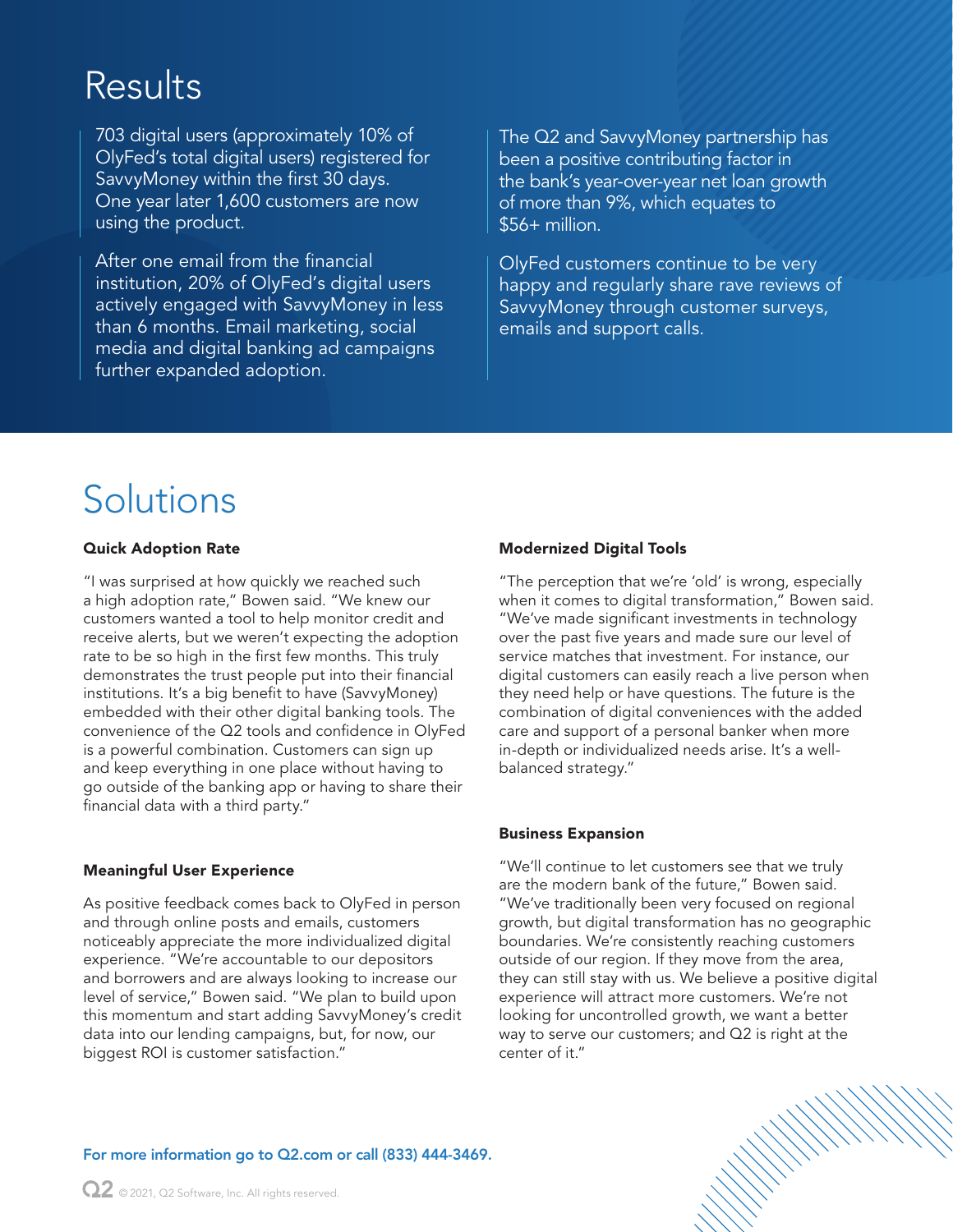# Results

703 digital users (approximately 10% of OlyFed's total digital users) registered for SavvyMoney within the first 30 days. One year later 1,600 customers are now using the product.

After one email from the financial institution, 20% of OlyFed's digital users actively engaged with SavvyMoney in less than 6 months. Email marketing, social media and digital banking ad campaigns further expanded adoption.

The Q2 and SavvyMoney partnership has been a positive contributing factor in the bank's year-over-year net loan growth of more than 9%, which equates to $56+ million.

OlyFed customers continue to be very happy and regularly share rave reviews of SavvyMoney through customer surveys, emails and support calls.

# Solutions

**Quick Adoption Rate**

"I was surprised at how quickly we reached such a high adoption rate," Bowen said. "We knew our customers wanted a tool to help monitor credit and receive alerts, but we weren't expecting the adoption rate to be so high in the first few months. This truly demonstrates the trust people put into their financial institutions. It's a big benefit to have (SavvyMoney) embedded with their other digital banking tools. The convenience of the Q2 tools and confidence in OlyFed is a powerful combination. Customers can sign up and keep everything in one place without having to go outside of the banking app or having to share their financial data with a third party."

**Meaningful User Experience**

As positive feedback comes back to OlyFed in person and through online posts and emails, customers noticeably appreciate the more individualized digital experience. "We're accountable to our depositors and borrowers and are always looking to increase our level of service," Bowen said. "We plan to build upon this momentum and start adding SavvyMoney's credit data into our lending campaigns, but, for now, our biggest ROI is customer satisfaction."

**Modernized Digital Tools**

"The perception that we're 'old' is wrong, especially when it comes to digital transformation," Bowen said. "We've made significant investments in technology over the past five years and made sure our level of service matches that investment. For instance, our digital customers can easily reach a live person when they need help or have questions. The future is the combination of digital conveniences with the added care and support of a personal banker when more in-depth or individualized needs arise. It's a well-balanced strategy."

**Business Expansion**

"We'll continue to let customers see that we truly are the modern bank of the future," Bowen said. "We've traditionally been very focused on regional growth, but digital transformation has no geographic boundaries. We're consistently reaching customers outside of our region. If they move from the area, they can still stay with us. We believe a positive digital experience will attract more customers. We're not looking for uncontrolled growth, we want a better way to serve our customers; and Q2 is right at the center of it."

For more information go to Q2.com or call (833) 444-3469.

© 2021, Q2 Software, Inc. All rights reserved.